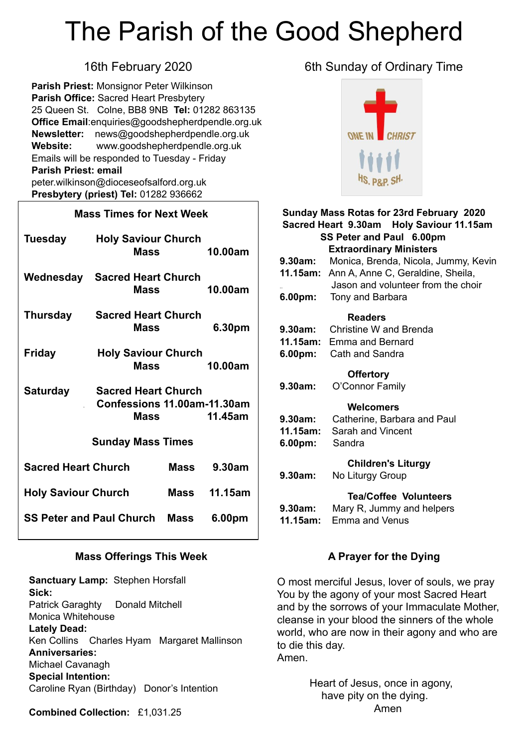# The Parish of the Good Shepherd

16th February 2020

6th Sunday of Ordinary Time

**Parish Priest:** Monsignor Peter Wilkinson
**Parish Office:** Sacred Heart Presbytery
25 Queen St. Colne, BB8 9NB **Tel:** 01282 863135
**Office Email**:enquiries@goodshepherdpendle.org.uk
**Newsletter:** news@goodshepherdpendle.org.uk
**Website:** www.goodshepherdpendle.org.uk
Emails will be responded to Tuesday - Friday
**Parish Priest: email**
peter.wilkinson@dioceseofsalford.org.uk
**Presbytery (priest) Tel:** 01282 936662

### Mass Times for Next Week

| | | |
|---|---|---|
| **Tuesday** | **Holy Saviour Church** | |
| | **Mass** | **10.00am** |
| **Wednesday** | **Sacred Heart Church** | |
| | **Mass** | **10.00am** |
| **Thursday** | **Sacred Heart Church** | |
| | **Mass** | **6.30pm** |
| **Friday** | **Holy Saviour Church** | |
| | **Mass** | **10.00am** |
| **Saturday** | **Sacred Heart Church** | |
| | **Confessions 11.00am-11.30am** | |
| | **Mass** | **11.45am** |

### Sunday Mass Times

| | | |
|---|---|---|
| **Sacred Heart Church** | **Mass** | **9.30am** |
| **Holy Saviour Church** | **Mass** | **11.15am** |
| **SS Peter and Paul Church** | **Mass** | **6.00pm** |

### Mass Offerings This Week

**Sanctuary Lamp:** Stephen Horsfall
**Sick:**
Patrick Garaghty  Donald Mitchell
Monica Whitehouse
**Lately Dead:**
Ken Collins  Charles Hyam  Margaret Mallinson
**Anniversaries:**
Michael Cavanagh
**Special Intention:**
Caroline Ryan (Birthday)  Donor's Intention

**Combined Collection:** £1,031.25

### Sunday Mass Rotas for 23rd February 2020
**Sacred Heart 9.30am  Holy Saviour 11.15am**
**SS Peter and Paul 6.00pm**

**Extraordinary Ministers**
**9.30am:** Monica, Brenda, Nicola, Jummy, Kevin
**11.15am:** Ann A, Anne C, Geraldine, Sheila, Jason and volunteer from the choir
**6.00pm:** Tony and Barbara

**Readers**
**9.30am:** Christine W and Brenda
**11.15am:** Emma and Bernard
**6.00pm:** Cath and Sandra

**Offertory**
**9.30am:** O'Connor Family

**Welcomers**
**9.30am:** Catherine, Barbara and Paul
**11.15am:** Sarah and Vincent
**6.00pm:** Sandra

**Children's Liturgy**
**9.30am:** No Liturgy Group

**Tea/Coffee Volunteers**
**9.30am:** Mary R, Jummy and helpers
**11.15am:** Emma and Venus

### A Prayer for the Dying

O most merciful Jesus, lover of souls, we pray You by the agony of your most Sacred Heart and by the sorrows of your Immaculate Mother, cleanse in your blood the sinners of the whole world, who are now in their agony and who are to die this day.
Amen.

Heart of Jesus, once in agony,
have pity on the dying.
Amen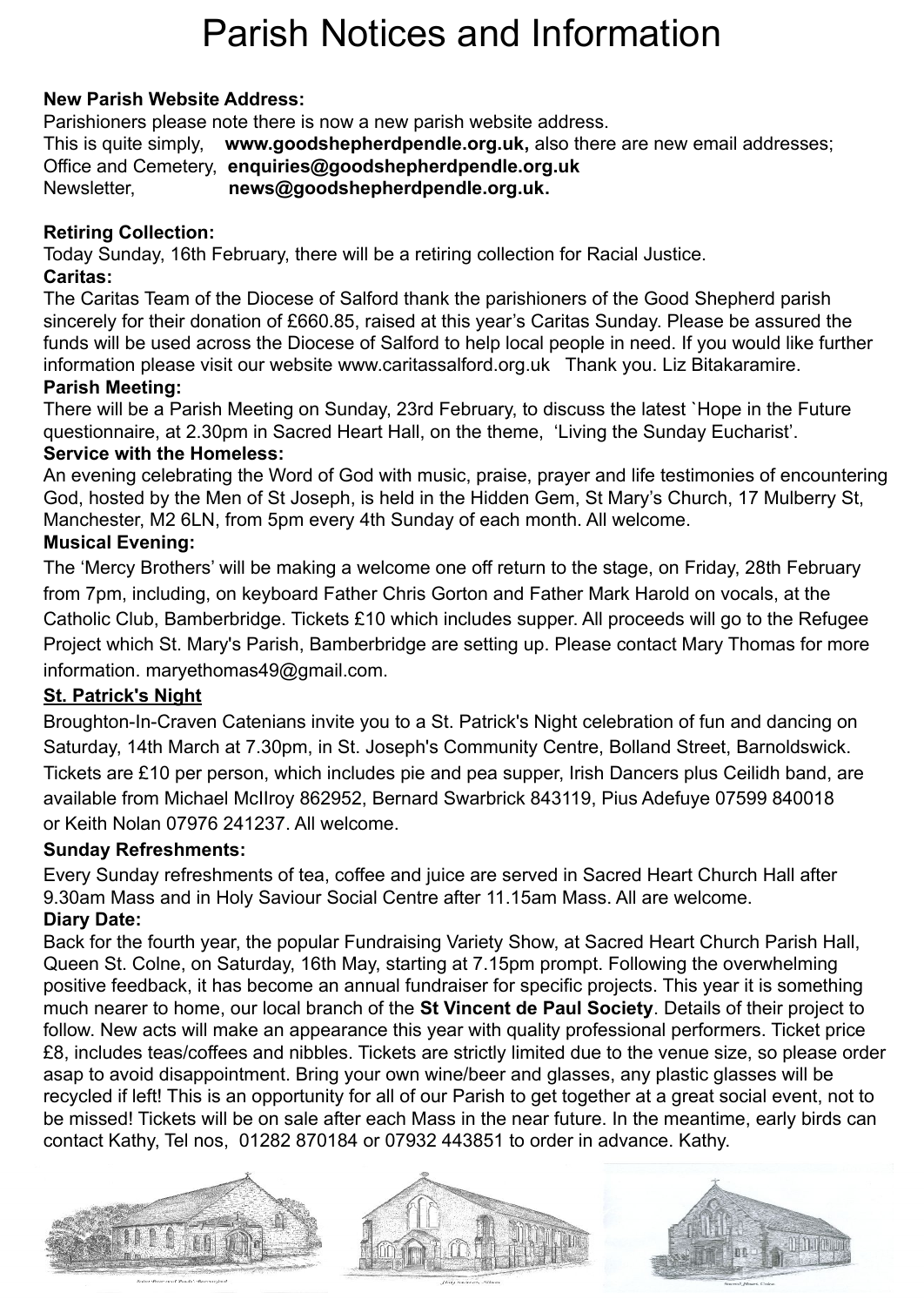# Parish Notices and Information

**New Parish Website Address:**

Parishioners please note there is now a new parish website address.
This is quite simply, **www.goodshepherdpendle.org.uk,** also there are new email addresses;
Office and Cemetery, **enquiries@goodshepherdpendle.org.uk**
Newsletter, **news@goodshepherdpendle.org.uk.**

**Retiring Collection:**

Today Sunday, 16th February, there will be a retiring collection for Racial Justice.

**Caritas:**

The Caritas Team of the Diocese of Salford thank the parishioners of the Good Shepherd parish sincerely for their donation of £660.85, raised at this year's Caritas Sunday. Please be assured the funds will be used across the Diocese of Salford to help local people in need. If you would like further information please visit our website www.caritassalford.org.uk Thank you. Liz Bitakaramire.

**Parish Meeting:**

There will be a Parish Meeting on Sunday, 23rd February, to discuss the latest `Hope in the Future questionnaire, at 2.30pm in Sacred Heart Hall, on the theme, 'Living the Sunday Eucharist'.

**Service with the Homeless:**

An evening celebrating the Word of God with music, praise, prayer and life testimonies of encountering God, hosted by the Men of St Joseph, is held in the Hidden Gem, St Mary's Church, 17 Mulberry St, Manchester, M2 6LN, from 5pm every 4th Sunday of each month. All welcome.

**Musical Evening:**

The 'Mercy Brothers' will be making a welcome one off return to the stage, on Friday, 28th February from 7pm, including, on keyboard Father Chris Gorton and Father Mark Harold on vocals, at the Catholic Club, Bamberbridge. Tickets £10 which includes supper. All proceeds will go to the Refugee Project which St. Mary's Parish, Bamberbridge are setting up. Please contact Mary Thomas for more information. maryethomas49@gmail.com.

**St. Patrick's Night**

Broughton-In-Craven Catenians invite you to a St. Patrick's Night celebration of fun and dancing on Saturday, 14th March at 7.30pm, in St. Joseph's Community Centre, Bolland Street, Barnoldswick. Tickets are £10 per person, which includes pie and pea supper, Irish Dancers plus Ceilidh band, are available from Michael McIlroy 862952, Bernard Swarbrick 843119, Pius Adefuye 07599 840018 or Keith Nolan 07976 241237. All welcome.

**Sunday Refreshments:**

Every Sunday refreshments of tea, coffee and juice are served in Sacred Heart Church Hall after 9.30am Mass and in Holy Saviour Social Centre after 11.15am Mass. All are welcome.

**Diary Date:**

Back for the fourth year, the popular Fundraising Variety Show, at Sacred Heart Church Parish Hall, Queen St. Colne, on Saturday, 16th May, starting at 7.15pm prompt. Following the overwhelming positive feedback, it has become an annual fundraiser for specific projects. This year it is something much nearer to home, our local branch of the **St Vincent de Paul Society**. Details of their project to follow. New acts will make an appearance this year with quality professional performers. Ticket price £8, includes teas/coffees and nibbles. Tickets are strictly limited due to the venue size, so please order asap to avoid disappointment. Bring your own wine/beer and glasses, any plastic glasses will be recycled if left! This is an opportunity for all of our Parish to get together at a great social event, not to be missed! Tickets will be on sale after each Mass in the near future. In the meantime, early birds can contact Kathy, Tel nos, 01282 870184 or 07932 443851 to order in advance. Kathy.